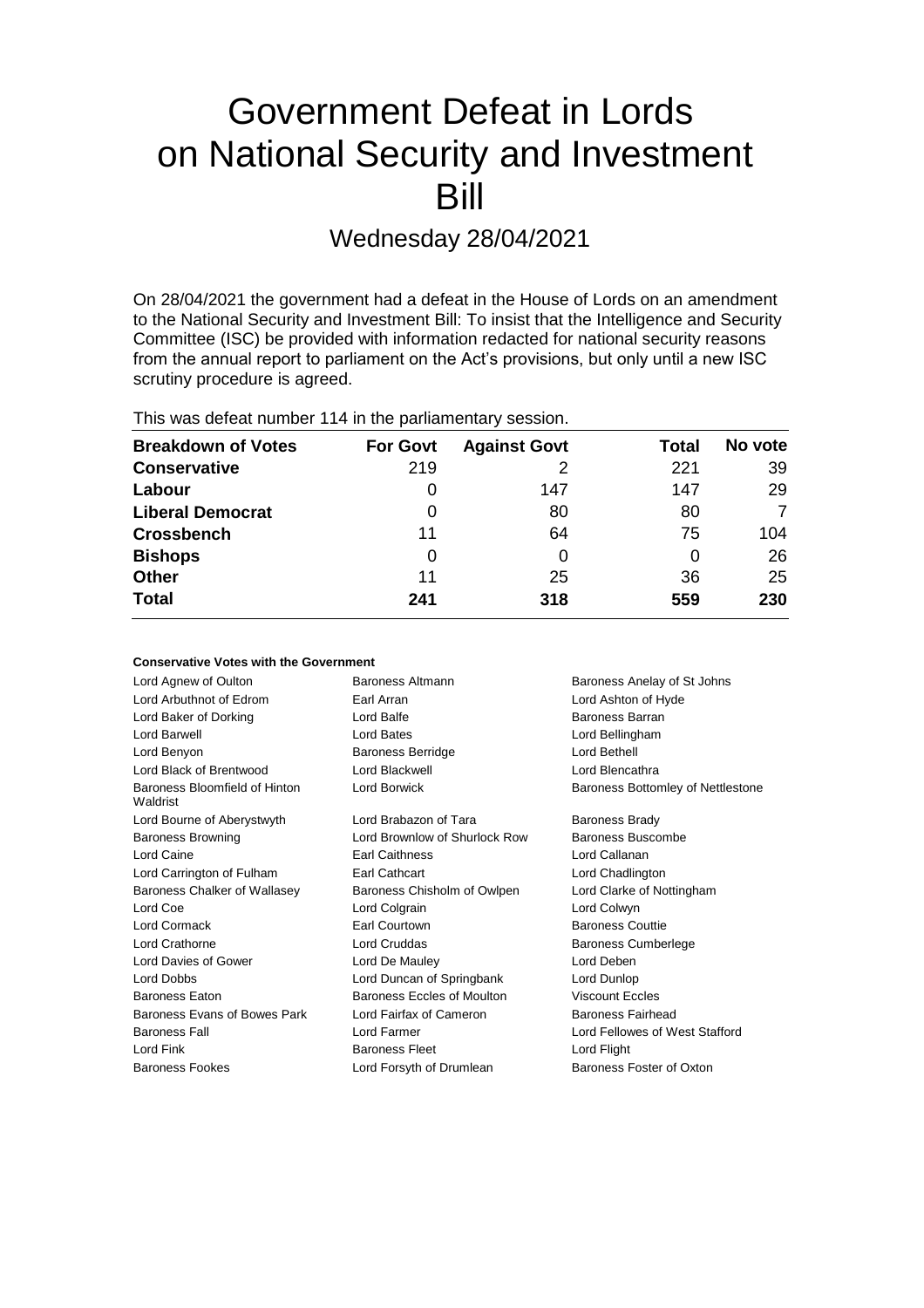# Government Defeat in Lords on National Security and Investment Bill

## Wednesday 28/04/2021

On 28/04/2021 the government had a defeat in the House of Lords on an amendment to the National Security and Investment Bill: To insist that the Intelligence and Security Committee (ISC) be provided with information redacted for national security reasons from the annual report to parliament on the Act's provisions, but only until a new ISC scrutiny procedure is agreed.

This was defeat number 114 in the parliamentary session.

| Breakdown of Votes | For Govt | Against Govt | Total | No vote |
|---|---|---|---|---|
| **Conservative** | 219 | 2 | 221 | 39 |
| **Labour** | 0 | 147 | 147 | 29 |
| **Liberal Democrat** | 0 | 80 | 80 | 7 |
| **Crossbench** | 11 | 64 | 75 | 104 |
| **Bishops** | 0 | 0 | 0 | 26 |
| **Other** | 11 | 25 | 36 | 25 |
| **Total** | **241** | **318** | **559** | **230** |

**Conservative Votes with the Government**

| | | |
|---|---|---|
| Lord Agnew of Oulton | Baroness Altmann | Baroness Anelay of St Johns |
| Lord Arbuthnot of Edrom | Earl Arran | Lord Ashton of Hyde |
| Lord Baker of Dorking | Lord Balfe | Baroness Barran |
| Lord Barwell | Lord Bates | Lord Bellingham |
| Lord Benyon | Baroness Berridge | Lord Bethell |
| Lord Black of Brentwood | Lord Blackwell | Lord Blencathra |
| Baroness Bloomfield of Hinton Waldrist | Lord Borwick | Baroness Bottomley of Nettlestone |
| Lord Bourne of Aberystwyth | Lord Brabazon of Tara | Baroness Brady |
| Baroness Browning | Lord Brownlow of Shurlock Row | Baroness Buscombe |
| Lord Caine | Earl Caithness | Lord Callanan |
| Lord Carrington of Fulham | Earl Cathcart | Lord Chadlington |
| Baroness Chalker of Wallasey | Baroness Chisholm of Owlpen | Lord Clarke of Nottingham |
| Lord Coe | Lord Colgrain | Lord Colwyn |
| Lord Cormack | Earl Courtown | Baroness Couttie |
| Lord Crathorne | Lord Cruddas | Baroness Cumberlege |
| Lord Davies of Gower | Lord De Mauley | Lord Deben |
| Lord Dobbs | Lord Duncan of Springbank | Lord Dunlop |
| Baroness Eaton | Baroness Eccles of Moulton | Viscount Eccles |
| Baroness Evans of Bowes Park | Lord Fairfax of Cameron | Baroness Fairhead |
| Baroness Fall | Lord Farmer | Lord Fellowes of West Stafford |
| Lord Fink | Baroness Fleet | Lord Flight |
| Baroness Fookes | Lord Forsyth of Drumlean | Baroness Foster of Oxton |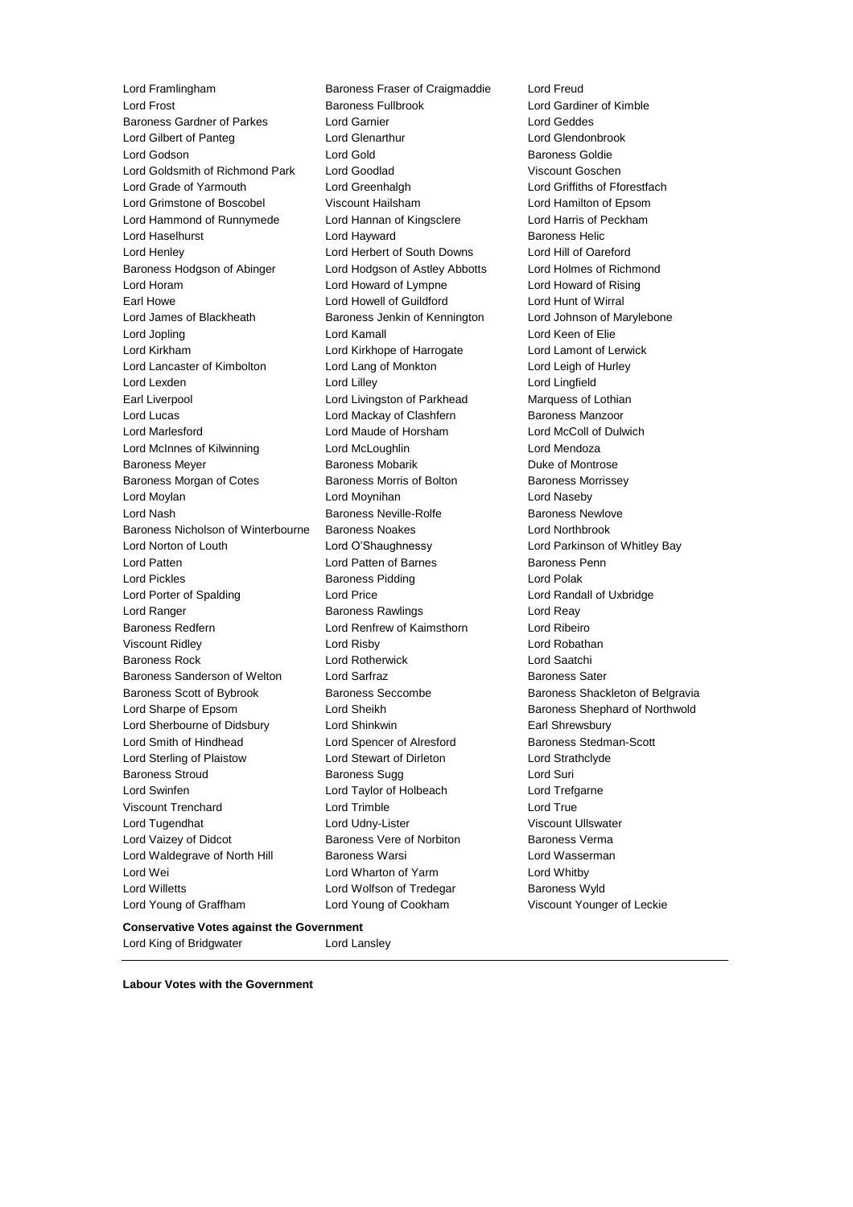Lord Framlingham
Baroness Fraser of Craigmaddie
Lord Freud
Lord Frost
Baroness Fullbrook
Lord Gardiner of Kimble
Baroness Gardner of Parkes
Lord Garnier
Lord Geddes
Lord Gilbert of Panteg
Lord Glenarthur
Lord Glendonbrook
Lord Godson
Lord Gold
Baroness Goldie
Lord Goldsmith of Richmond Park
Lord Goodlad
Viscount Goschen
Lord Grade of Yarmouth
Lord Greenhalgh
Lord Griffiths of Fforestfach
Lord Grimstone of Boscobel
Viscount Hailsham
Lord Hamilton of Epsom
Lord Hammond of Runnymede
Lord Hannan of Kingsclere
Lord Harris of Peckham
Lord Haselhurst
Lord Hayward
Baroness Helic
Lord Henley
Lord Herbert of South Downs
Lord Hill of Oareford
Baroness Hodgson of Abinger
Lord Hodgson of Astley Abbotts
Lord Holmes of Richmond
Lord Horam
Lord Howard of Lympne
Lord Howard of Rising
Earl Howe
Lord Howell of Guildford
Lord Hunt of Wirral
Lord James of Blackheath
Baroness Jenkin of Kennington
Lord Johnson of Marylebone
Lord Jopling
Lord Kamall
Lord Keen of Elie
Lord Kirkham
Lord Kirkhope of Harrogate
Lord Lamont of Lerwick
Lord Lancaster of Kimbolton
Lord Lang of Monkton
Lord Leigh of Hurley
Lord Lexden
Lord Lilley
Lord Lingfield
Earl Liverpool
Lord Livingston of Parkhead
Marquess of Lothian
Lord Lucas
Lord Mackay of Clashfern
Baroness Manzoor
Lord Marlesford
Lord Maude of Horsham
Lord McColl of Dulwich
Lord McInnes of Kilwinning
Lord McLoughlin
Lord Mendoza
Baroness Meyer
Baroness Mobarik
Duke of Montrose
Baroness Morgan of Cotes
Baroness Morris of Bolton
Baroness Morrissey
Lord Moylan
Lord Moynihan
Lord Naseby
Lord Nash
Baroness Neville-Rolfe
Baroness Newlove
Baroness Nicholson of Winterbourne
Baroness Noakes
Lord Northbrook
Lord Norton of Louth
Lord O'Shaughnessy
Lord Parkinson of Whitley Bay
Lord Patten
Lord Patten of Barnes
Baroness Penn
Lord Pickles
Baroness Pidding
Lord Polak
Lord Porter of Spalding
Lord Price
Lord Randall of Uxbridge
Lord Ranger
Baroness Rawlings
Lord Reay
Baroness Redfern
Lord Renfrew of Kaimsthorn
Lord Ribeiro
Viscount Ridley
Lord Risby
Lord Robathan
Baroness Rock
Lord Rotherwick
Lord Saatchi
Baroness Sanderson of Welton
Lord Sarfraz
Baroness Sater
Baroness Scott of Bybrook
Baroness Seccombe
Baroness Shackleton of Belgravia
Lord Sharpe of Epsom
Lord Sheikh
Baroness Shephard of Northwold
Lord Sherbourne of Didsbury
Lord Shinkwin
Earl Shrewsbury
Lord Smith of Hindhead
Lord Spencer of Alresford
Baroness Stedman-Scott
Lord Sterling of Plaistow
Lord Stewart of Dirleton
Lord Strathclyde
Baroness Stroud
Baroness Sugg
Lord Suri
Lord Swinfen
Lord Taylor of Holbeach
Lord Trefgarne
Viscount Trenchard
Lord Trimble
Lord True
Lord Tugendhat
Lord Udny-Lister
Viscount Ullswater
Lord Vaizey of Didcot
Baroness Vere of Norbiton
Baroness Verma
Lord Waldegrave of North Hill
Baroness Warsi
Lord Wasserman
Lord Wei
Lord Wharton of Yarm
Lord Whitby
Lord Willetts
Lord Wolfson of Tredegar
Baroness Wyld
Lord Young of Graffham
Lord Young of Cookham
Viscount Younger of Leckie

**Conservative Votes against the Government**

Lord King of Bridgwater
Lord Lansley

---

**Labour Votes with the Government**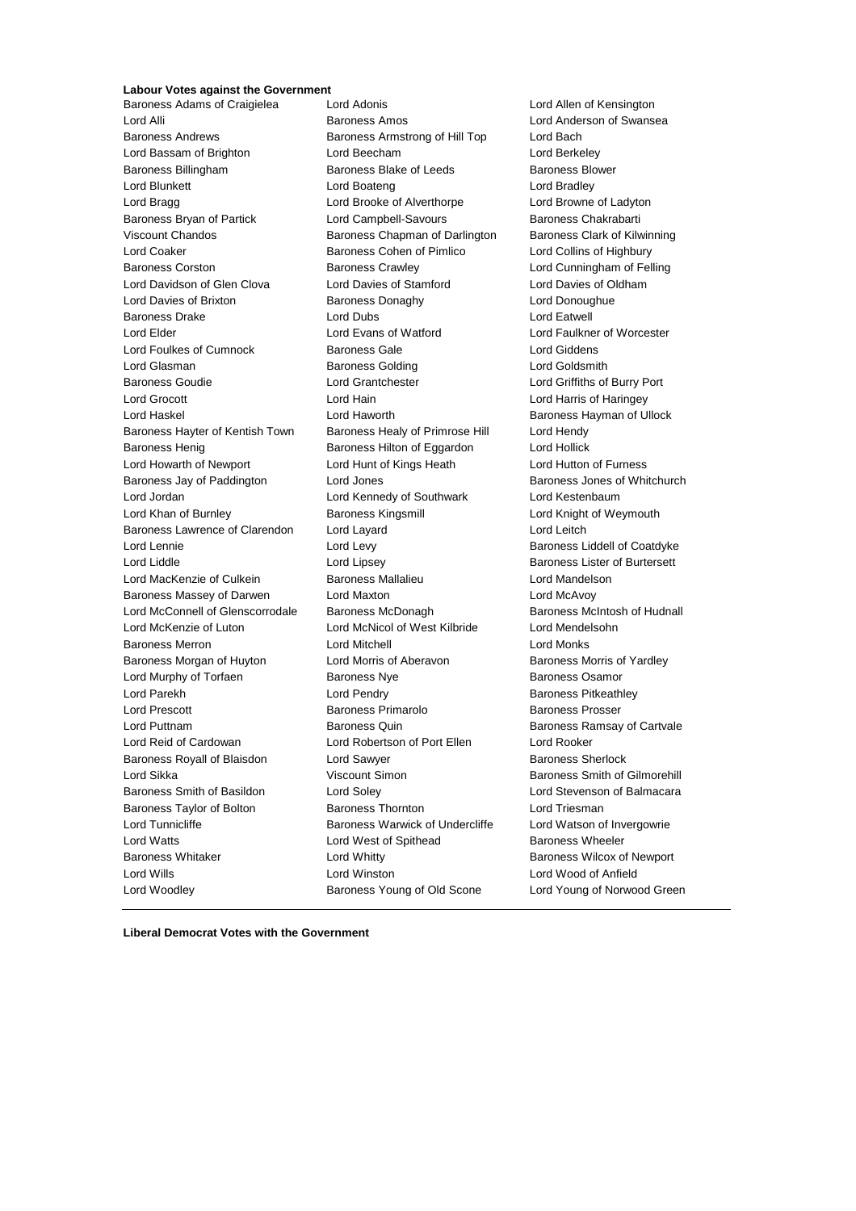**Labour Votes against the Government**

Baroness Adams of Craigielea
Lord Adonis
Lord Allen of Kensington
Lord Alli
Baroness Amos
Lord Anderson of Swansea
Baroness Andrews
Baroness Armstrong of Hill Top
Lord Bach
Lord Bassam of Brighton
Lord Beecham
Lord Berkeley
Baroness Billingham
Baroness Blake of Leeds
Baroness Blower
Lord Blunkett
Lord Boateng
Lord Bradley
Lord Bragg
Lord Brooke of Alverthorpe
Lord Browne of Ladyton
Baroness Bryan of Partick
Lord Campbell-Savours
Baroness Chakrabarti
Viscount Chandos
Baroness Chapman of Darlington
Baroness Clark of Kilwinning
Lord Coaker
Baroness Cohen of Pimlico
Lord Collins of Highbury
Baroness Corston
Baroness Crawley
Lord Cunningham of Felling
Lord Davidson of Glen Clova
Lord Davies of Stamford
Lord Davies of Oldham
Lord Davies of Brixton
Baroness Donaghy
Lord Donoughue
Baroness Drake
Lord Dubs
Lord Eatwell
Lord Elder
Lord Evans of Watford
Lord Faulkner of Worcester
Lord Foulkes of Cumnock
Baroness Gale
Lord Giddens
Lord Glasman
Baroness Golding
Lord Goldsmith
Baroness Goudie
Lord Grantchester
Lord Griffiths of Burry Port
Lord Grocott
Lord Hain
Lord Harris of Haringey
Lord Haskel
Lord Haworth
Baroness Hayman of Ullock
Baroness Hayter of Kentish Town
Baroness Healy of Primrose Hill
Lord Hendy
Baroness Henig
Baroness Hilton of Eggardon
Lord Hollick
Lord Howarth of Newport
Lord Hunt of Kings Heath
Lord Hutton of Furness
Baroness Jay of Paddington
Lord Jones
Baroness Jones of Whitchurch
Lord Jordan
Lord Kennedy of Southwark
Lord Kestenbaum
Lord Khan of Burnley
Baroness Kingsmill
Lord Knight of Weymouth
Baroness Lawrence of Clarendon
Lord Layard
Lord Leitch
Lord Lennie
Lord Levy
Baroness Liddell of Coatdyke
Lord Liddle
Lord Lipsey
Baroness Lister of Burtersett
Lord MacKenzie of Culkein
Baroness Mallalieu
Lord Mandelson
Baroness Massey of Darwen
Lord Maxton
Lord McAvoy
Lord McConnell of Glenscorrodale
Baroness McDonagh
Baroness McIntosh of Hudnall
Lord McKenzie of Luton
Lord McNicol of West Kilbride
Lord Mendelsohn
Baroness Merron
Lord Mitchell
Lord Monks
Baroness Morgan of Huyton
Lord Morris of Aberavon
Baroness Morris of Yardley
Lord Murphy of Torfaen
Baroness Nye
Baroness Osamor
Lord Parekh
Lord Pendry
Baroness Pitkeathley
Lord Prescott
Baroness Primarolo
Baroness Prosser
Lord Puttnam
Baroness Quin
Baroness Ramsay of Cartvale
Lord Reid of Cardowan
Lord Robertson of Port Ellen
Lord Rooker
Baroness Royall of Blaisdon
Lord Sawyer
Baroness Sherlock
Lord Sikka
Viscount Simon
Baroness Smith of Gilmorehill
Baroness Smith of Basildon
Lord Soley
Lord Stevenson of Balmacara
Baroness Taylor of Bolton
Baroness Thornton
Lord Triesman
Lord Tunnicliffe
Baroness Warwick of Undercliffe
Lord Watson of Invergowrie
Lord Watts
Lord West of Spithead
Baroness Wheeler
Baroness Whitaker
Lord Whitty
Baroness Wilcox of Newport
Lord Wills
Lord Winston
Lord Wood of Anfield
Lord Woodley
Baroness Young of Old Scone
Lord Young of Norwood Green

---

**Liberal Democrat Votes with the Government**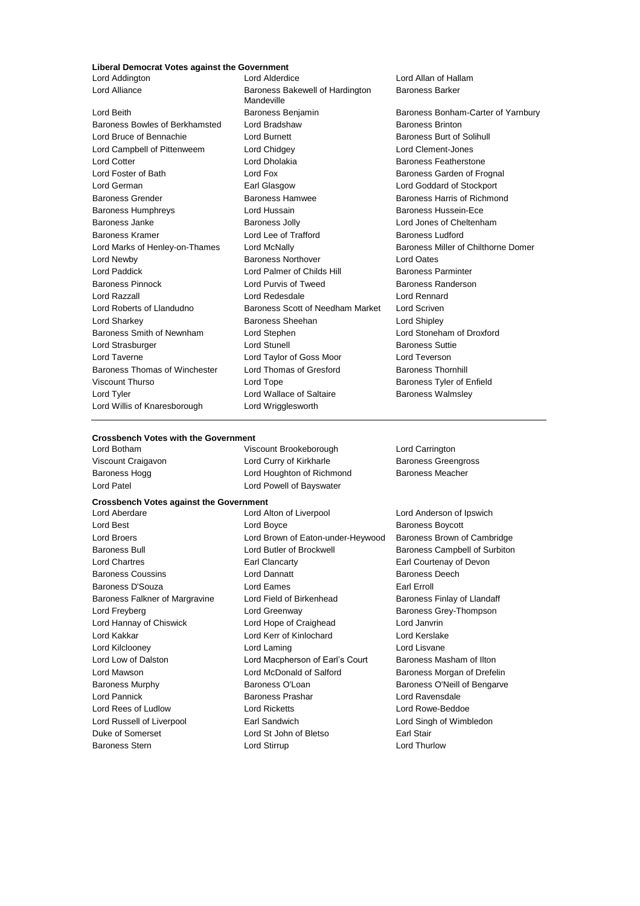**Liberal Democrat Votes against the Government**

Lord Addington
Lord Alderdice
Lord Allan of Hallam
Lord Alliance
Baroness Bakewell of Hardington Mandeville
Baroness Barker
Lord Beith
Baroness Benjamin
Baroness Bonham-Carter of Yarnbury
Baroness Bowles of Berkhamsted
Lord Bradshaw
Baroness Brinton
Lord Bruce of Bennachie
Lord Burnett
Baroness Burt of Solihull
Lord Campbell of Pittenweem
Lord Chidgey
Lord Clement-Jones
Lord Cotter
Lord Dholakia
Baroness Featherstone
Lord Foster of Bath
Lord Fox
Baroness Garden of Frognal
Lord German
Earl Glasgow
Lord Goddard of Stockport
Baroness Grender
Baroness Hamwee
Baroness Harris of Richmond
Baroness Humphreys
Lord Hussain
Baroness Hussein-Ece
Baroness Janke
Baroness Jolly
Lord Jones of Cheltenham
Baroness Kramer
Lord Lee of Trafford
Baroness Ludford
Lord Marks of Henley-on-Thames
Lord McNally
Baroness Miller of Chilthorne Domer
Lord Newby
Baroness Northover
Lord Oates
Lord Paddick
Lord Palmer of Childs Hill
Baroness Parminter
Baroness Pinnock
Lord Purvis of Tweed
Baroness Randerson
Lord Razzall
Lord Redesdale
Lord Rennard
Lord Roberts of Llandudno
Baroness Scott of Needham Market
Lord Scriven
Lord Sharkey
Baroness Sheehan
Lord Shipley
Baroness Smith of Newnham
Lord Stephen
Lord Stoneham of Droxford
Lord Strasburger
Lord Stunell
Baroness Suttie
Lord Taverne
Lord Taylor of Goss Moor
Lord Teverson
Baroness Thomas of Winchester
Lord Thomas of Gresford
Baroness Thornhill
Viscount Thurso
Lord Tope
Baroness Tyler of Enfield
Lord Tyler
Lord Wallace of Saltaire
Baroness Walmsley
Lord Willis of Knaresborough
Lord Wrigglesworth

---

**Crossbench Votes with the Government**

Lord Botham
Viscount Brookeborough
Lord Carrington
Viscount Craigavon
Lord Curry of Kirkharle
Baroness Greengross
Baroness Hogg
Lord Houghton of Richmond
Baroness Meacher
Lord Patel
Lord Powell of Bayswater

**Crossbench Votes against the Government**

Lord Aberdare
Lord Alton of Liverpool
Lord Anderson of Ipswich
Lord Best
Lord Boyce
Baroness Boycott
Lord Broers
Lord Brown of Eaton-under-Heywood
Baroness Brown of Cambridge
Baroness Bull
Lord Butler of Brockwell
Baroness Campbell of Surbiton
Lord Chartres
Earl Clancarty
Earl Courtenay of Devon
Baroness Coussins
Lord Dannatt
Baroness Deech
Baroness D'Souza
Lord Eames
Earl Erroll
Baroness Falkner of Margravine
Lord Field of Birkenhead
Baroness Finlay of Llandaff
Lord Freyberg
Lord Greenway
Baroness Grey-Thompson
Lord Hannay of Chiswick
Lord Hope of Craighead
Lord Janvrin
Lord Kakkar
Lord Kerr of Kinlochard
Lord Kerslake
Lord Kilclooney
Lord Laming
Lord Lisvane
Lord Low of Dalston
Lord Macpherson of Earl's Court
Baroness Masham of Ilton
Lord Mawson
Lord McDonald of Salford
Baroness Morgan of Drefelin
Baroness Murphy
Baroness O'Loan
Baroness O'Neill of Bengarve
Lord Pannick
Baroness Prashar
Lord Ravensdale
Lord Rees of Ludlow
Lord Ricketts
Lord Rowe-Beddoe
Lord Russell of Liverpool
Earl Sandwich
Lord Singh of Wimbledon
Duke of Somerset
Lord St John of Bletso
Earl Stair
Baroness Stern
Lord Stirrup
Lord Thurlow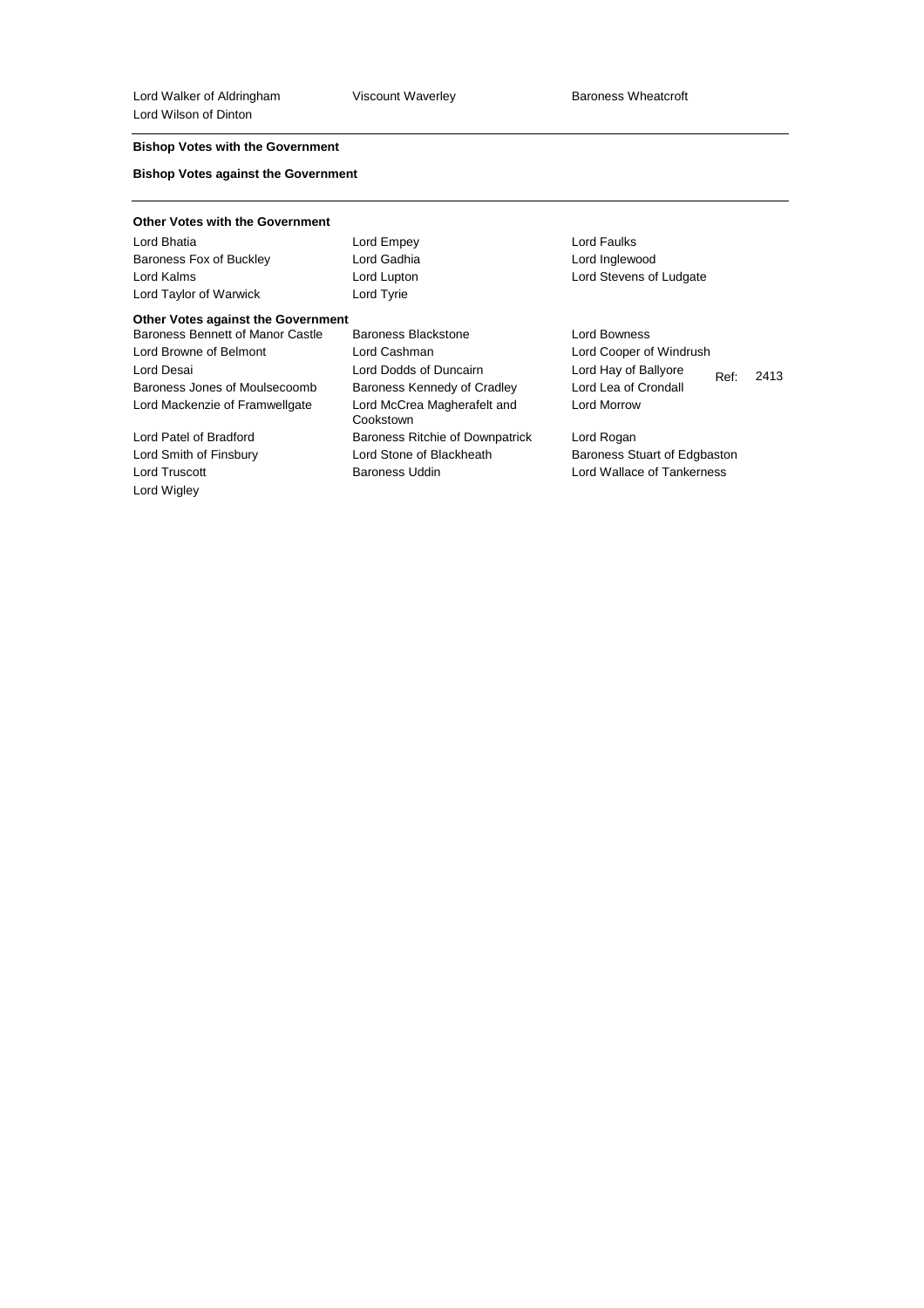Lord Walker of Aldringham
Viscount Waverley
Baroness Wheatcroft
Lord Wilson of Dinton

---

**Bishop Votes with the Government**

**Bishop Votes against the Government**

---

**Other Votes with the Government**

Lord Bhatia
Lord Empey
Lord Faulks
Baroness Fox of Buckley
Lord Gadhia
Lord Inglewood
Lord Kalms
Lord Lupton
Lord Stevens of Ludgate
Lord Taylor of Warwick
Lord Tyrie

**Other Votes against the Government**

Baroness Bennett of Manor Castle
Baroness Blackstone
Lord Bowness
Lord Browne of Belmont
Lord Cashman
Lord Cooper of Windrush
Lord Desai
Lord Dodds of Duncairn
Lord Hay of Ballyore
Baroness Jones of Moulsecoomb
Baroness Kennedy of Cradley
Lord Lea of Crondall
Lord Mackenzie of Framwellgate
Lord McCrea Magherafelt and Cookstown
Lord Morrow
Lord Patel of Bradford
Baroness Ritchie of Downpatrick
Lord Rogan
Lord Smith of Finsbury
Lord Stone of Blackheath
Baroness Stuart of Edgbaston
Lord Truscott
Baroness Uddin
Lord Wallace of Tankerness
Lord Wigley

Ref: 2413